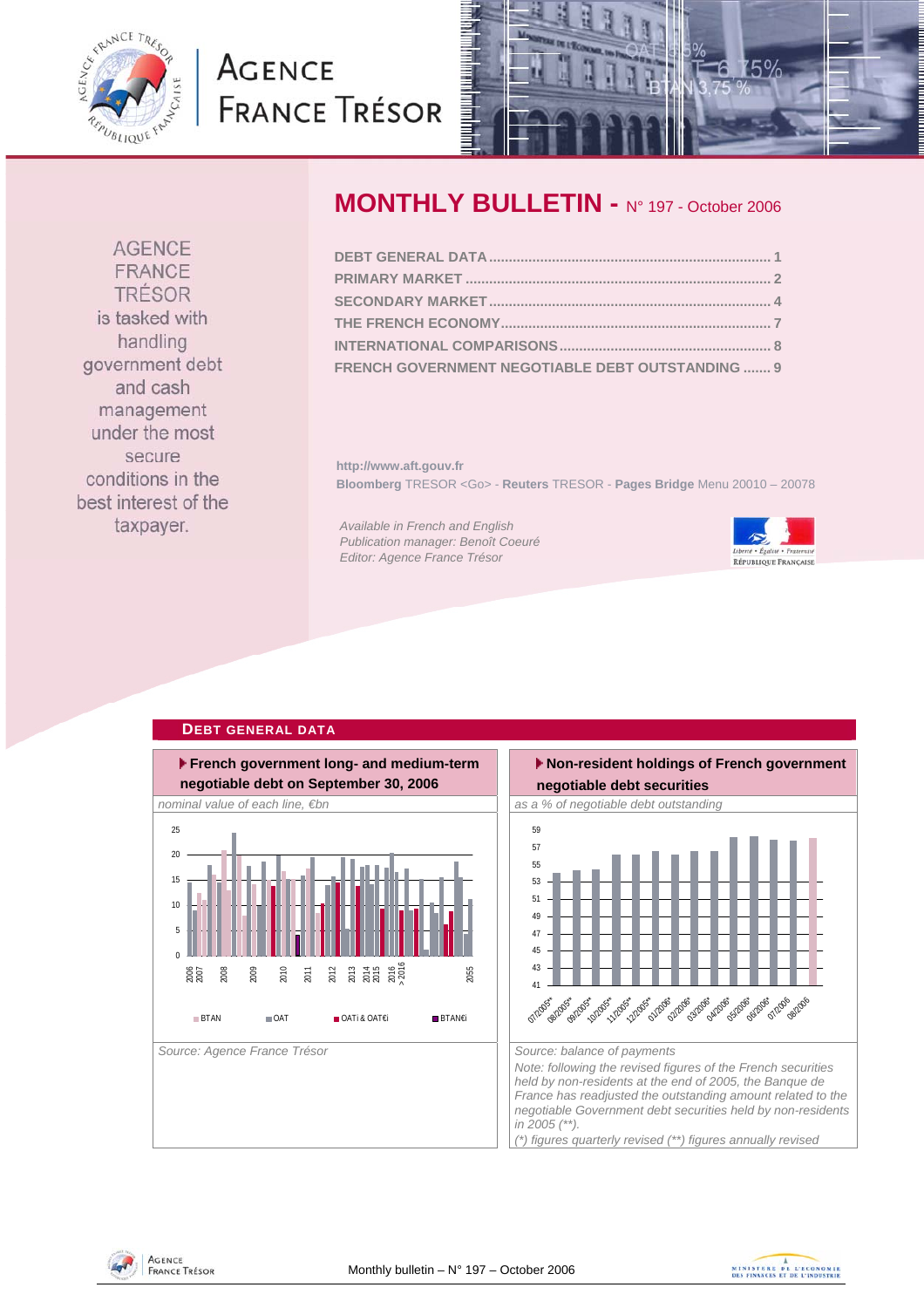# MONTHLY BULLETIN - N° 197 - October 2006

AGENCE FRANCE TRÉSOR is tasked with handling government debt and cash management under the most secure conditions in the best interest of the taxpayer.

- DEBT GENERAL DATA ........ 1
- PRIMARY MARKET ........ 2
- SECONDARY MARKET ........ 4
- THE FRENCH ECONOMY ........ 7
- INTERNATIONAL COMPARISONS ........ 8
- FRENCH GOVERNMENT NEGOTIABLE DEBT OUTSTANDING ........ 9

http://www.aft.gouv.fr

**Bloomberg** TRESOR <Go> - **Reuters** TRESOR - **Pages Bridge** Menu 20010 – 20078

*Available in French and English*
*Publication manager: Benoît Coeuré*
*Editor: Agence France Trésor*

## DEBT GENERAL DATA

### French government long- and medium-term negotiable debt on September 30, 2006

*nominal value of each line, €bn*

Legend: BTAN, OAT, OATi & OAT€i, BTAN€i

*Source: Agence France Trésor*

### Non-resident holdings of French government negotiable debt securities

*as a % of negotiable debt outstanding*

*Source: balance of payments*

*Note: following the revised figures of the French securities held by non-residents at the end of 2005, the Banque de France has readjusted the outstanding amount related to the negotiable Government debt securities held by non-residents in 2005 (\*\*).*

*(\*) figures quarterly revised (\*\*) figures annually revised*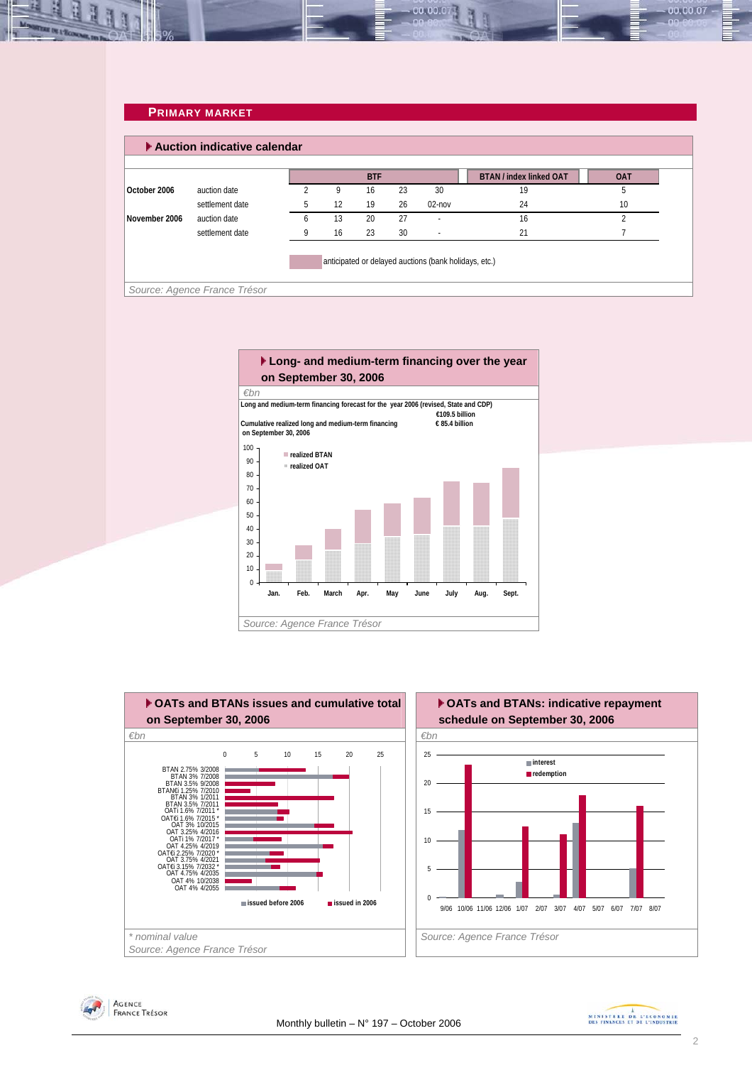## PRIMARY MARKET

### Auction indicative calendar

| | | BTF | | | | | BTAN / index linked OAT | OAT |
|---|---|---|---|---|---|---|---|---|
| October 2006 | auction date | 2 | 9 | 16 | 23 | 30 | 19 | 5 |
| | settlement date | 5 | 12 | 19 | 26 | 02-nov | 24 | 10 |
| November 2006 | auction date | 6 | 13 | 20 | 27 | - | 16 | 2 |
| | settlement date | 9 | 16 | 23 | 30 | - | 21 | 7 |

anticipated or delayed auctions (bank holidays, etc.)

*Source: Agence France Trésor*

### Long- and medium-term financing over the year on September 30, 2006

*€bn*

Long and medium-term financing forecast for the year 2006 (revised, State and CDP): €109.5 billion

Cumulative realized long and medium-term financing on September 30, 2006: € 85.4 billion

*Source: Agence France Trésor*

### OATs and BTANs issues and cumulative total on September 30, 2006

*€bn*

\* nominal value

*Source: Agence France Trésor*

### OATs and BTANs: indicative repayment schedule on September 30, 2006

*€bn*

*Source: Agence France Trésor*

Monthly bulletin – N° 197 – October 2006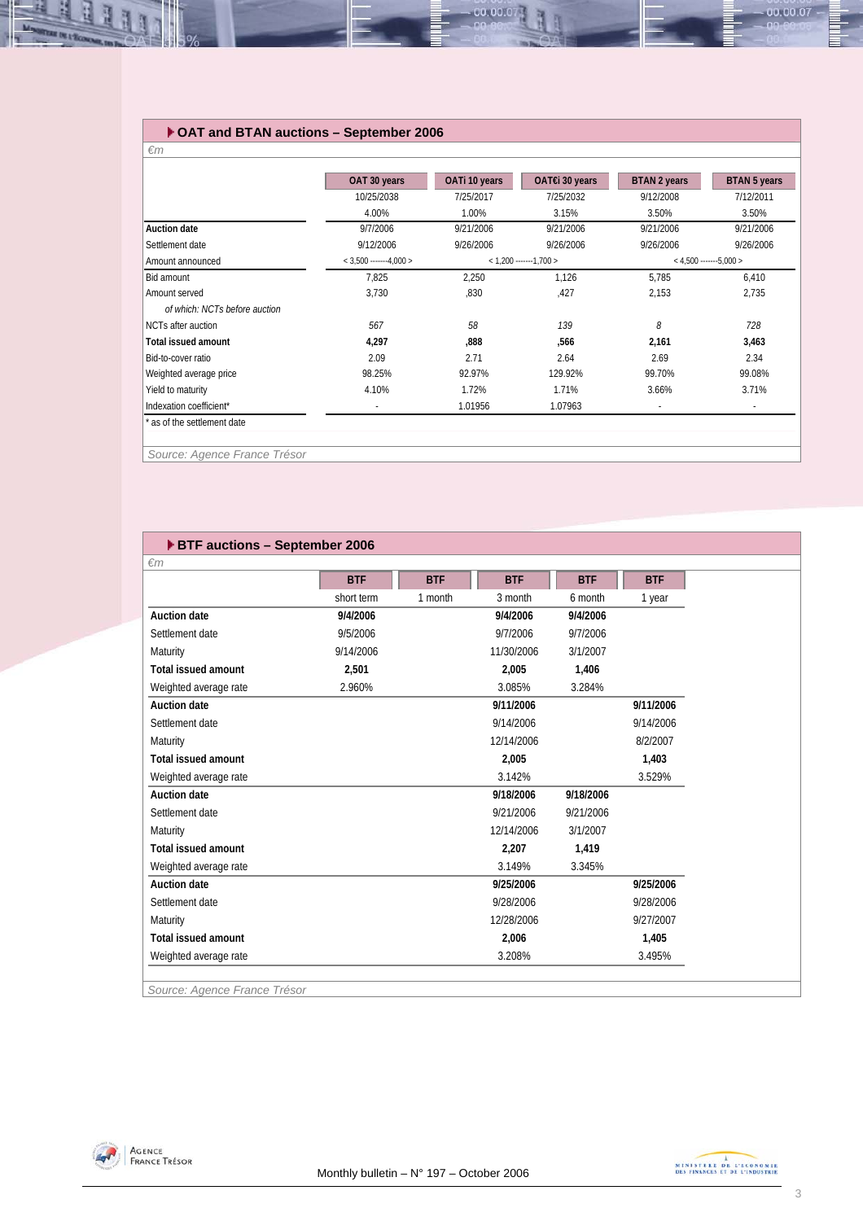## OAT and BTAN auctions – September 2006

*€m*

| | OAT 30 years | OATi 10 years | OAT€i 30 years | BTAN 2 years | BTAN 5 years |
|---|---|---|---|---|---|
| | 10/25/2038 | 7/25/2017 | 7/25/2032 | 9/12/2008 | 7/12/2011 |
| | 4.00% | 1.00% | 3.15% | 3.50% | 3.50% |
| **Auction date** | 9/7/2006 | 9/21/2006 | 9/21/2006 | 9/21/2006 | 9/21/2006 |
| Settlement date | 9/12/2006 | 9/26/2006 | 9/26/2006 | 9/26/2006 | 9/26/2006 |
| Amount announced | < 3,500 -------4,000 > | < 1,200 -------1,700 > | | < 4,500 -------5,000 > | |
| Bid amount | 7,825 | 2,250 | 1,126 | 5,785 | 6,410 |
| Amount served | 3,730 | ,830 | ,427 | 2,153 | 2,735 |
| *of which: NCTs before auction* | | | | | |
| NCTs after auction | *567* | *58* | *139* | *8* | *728* |
| **Total issued amount** | **4,297** | **,888** | **,566** | **2,161** | **3,463** |
| Bid-to-cover ratio | 2.09 | 2.71 | 2.64 | 2.69 | 2.34 |
| Weighted average price | 98.25% | 92.97% | 129.92% | 99.70% | 99.08% |
| Yield to maturity | 4.10% | 1.72% | 1.71% | 3.66% | 3.71% |
| Indexation coefficient* | - | 1.01956 | 1.07963 | - | - |

\* as of the settlement date

*Source: Agence France Trésor*

## BTF auctions – September 2006

*€m*

| | BTF | BTF | BTF | BTF | BTF |
|---|---|---|---|---|---|
| | short term | 1 month | 3 month | 6 month | 1 year |
| **Auction date** | **9/4/2006** | | **9/4/2006** | **9/4/2006** | |
| Settlement date | 9/5/2006 | | 9/7/2006 | 9/7/2006 | |
| Maturity | 9/14/2006 | | 11/30/2006 | 3/1/2007 | |
| **Total issued amount** | **2,501** | | **2,005** | **1,406** | |
| Weighted average rate | 2.960% | | 3.085% | 3.284% | |
| **Auction date** | | | **9/11/2006** | | **9/11/2006** |
| Settlement date | | | 9/14/2006 | | 9/14/2006 |
| Maturity | | | 12/14/2006 | | 8/2/2007 |
| **Total issued amount** | | | **2,005** | | **1,403** |
| Weighted average rate | | | 3.142% | | 3.529% |
| **Auction date** | | | **9/18/2006** | **9/18/2006** | |
| Settlement date | | | 9/21/2006 | 9/21/2006 | |
| Maturity | | | 12/14/2006 | 3/1/2007 | |
| **Total issued amount** | | | **2,207** | **1,419** | |
| Weighted average rate | | | 3.149% | 3.345% | |
| **Auction date** | | | **9/25/2006** | | **9/25/2006** |
| Settlement date | | | 9/28/2006 | | 9/28/2006 |
| Maturity | | | 12/28/2006 | | 9/27/2007 |
| **Total issued amount** | | | **2,006** | | **1,405** |
| Weighted average rate | | | 3.208% | | 3.495% |

*Source: Agence France Trésor*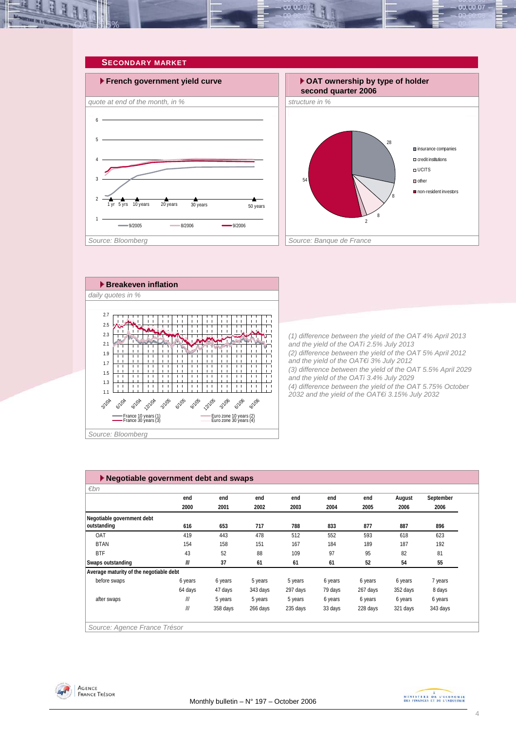## SECONDARY MARKET

### French government yield curve

*quote at end of the month, in %*

Source: Bloomberg

### OAT ownership by type of holder second quarter 2006

*structure in %*

Source: Banque de France

### Breakeven inflation

*daily quotes in %*

Source: Bloomberg

*(1) difference between the yield of the OAT 4% April 2013 and the yield of the OATi 2.5% July 2013*
*(2) difference between the yield of the OAT 5% April 2012 and the yield of the OAT€i 3% July 2012*
*(3) difference between the yield of the OAT 5.5% April 2029 and the yield of the OATi 3.4% July 2029*
*(4) difference between the yield of the OAT 5.75% October 2032 and the yield of the OAT€i 3.15% July 2032*

### Negotiable government debt and swaps

*€bn*

| | end 2000 | end 2001 | end 2002 | end 2003 | end 2004 | end 2005 | August 2006 | September 2006 |
|---|---|---|---|---|---|---|---|---|
| **Negotiable government debt outstanding** | **616** | **653** | **717** | **788** | **833** | **877** | **887** | **896** |
| OAT | 419 | 443 | 478 | 512 | 552 | 593 | 618 | 623 |
| BTAN | 154 | 158 | 151 | 167 | 184 | 189 | 187 | 192 |
| BTF | 43 | 52 | 88 | 109 | 97 | 95 | 82 | 81 |
| **Swaps outstanding** | **///** | **37** | **61** | **61** | **61** | **52** | **54** | **55** |
| **Average maturity of the negotiable debt** | | | | | | | | |
| before swaps | 6 years | 6 years | 5 years | 5 years | 6 years | 6 years | 6 years | 7 years |
| | 64 days | 47 days | 343 days | 297 days | 79 days | 267 days | 352 days | 8 days |
| after swaps | /// | 5 years | 5 years | 5 years | 6 years | 6 years | 6 years | 6 years |
| | /// | 358 days | 266 days | 235 days | 33 days | 228 days | 321 days | 343 days |

Source: Agence France Trésor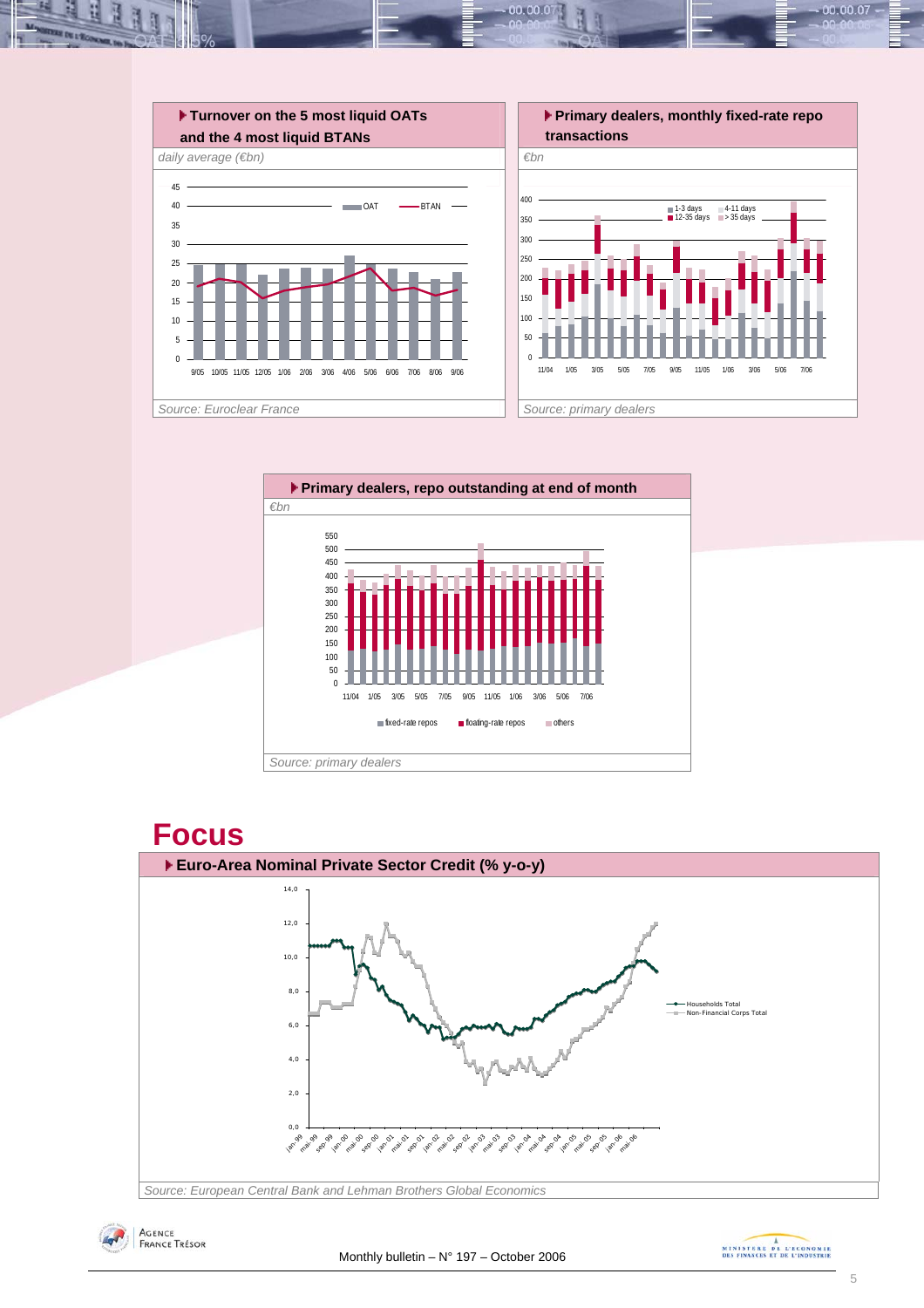### Turnover on the 5 most liquid OATs and the 4 most liquid BTANs

*daily average (€bn)*

*Source: Euroclear France*

### Primary dealers, monthly fixed-rate repo transactions

*€bn*

*Source: primary dealers*

### Primary dealers, repo outstanding at end of month

*€bn*

*Source: primary dealers*

# Focus

### Euro-Area Nominal Private Sector Credit (% y-o-y)

*Source: European Central Bank and Lehman Brothers Global Economics*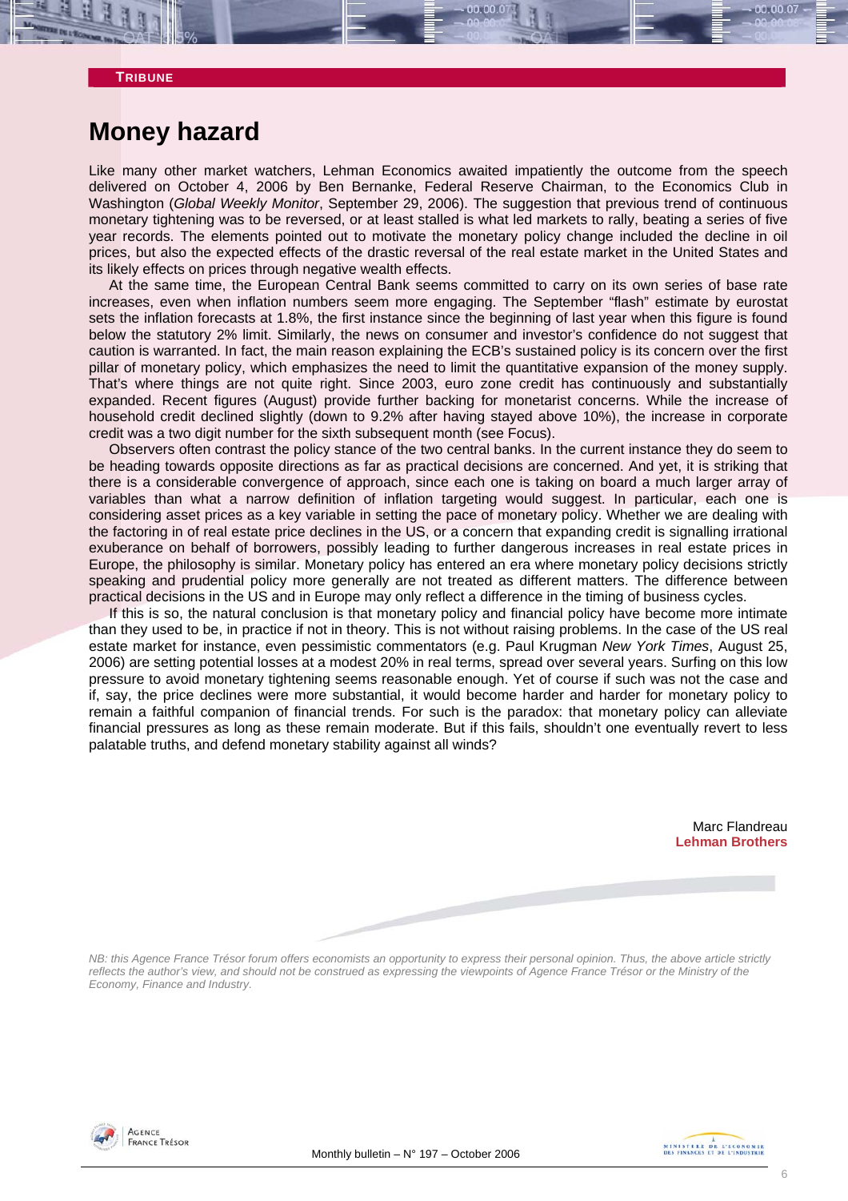**TRIBUNE**

# Money hazard

Like many other market watchers, Lehman Economics awaited impatiently the outcome from the speech delivered on October 4, 2006 by Ben Bernanke, Federal Reserve Chairman, to the Economics Club in Washington (*Global Weekly Monitor*, September 29, 2006). The suggestion that previous trend of continuous monetary tightening was to be reversed, or at least stalled is what led markets to rally, beating a series of five year records. The elements pointed out to motivate the monetary policy change included the decline in oil prices, but also the expected effects of the drastic reversal of the real estate market in the United States and its likely effects on prices through negative wealth effects.

At the same time, the European Central Bank seems committed to carry on its own series of base rate increases, even when inflation numbers seem more engaging. The September "flash" estimate by eurostat sets the inflation forecasts at 1.8%, the first instance since the beginning of last year when this figure is found below the statutory 2% limit. Similarly, the news on consumer and investor's confidence do not suggest that caution is warranted. In fact, the main reason explaining the ECB's sustained policy is its concern over the first pillar of monetary policy, which emphasizes the need to limit the quantitative expansion of the money supply. That's where things are not quite right. Since 2003, euro zone credit has continuously and substantially expanded. Recent figures (August) provide further backing for monetarist concerns. While the increase of household credit declined slightly (down to 9.2% after having stayed above 10%), the increase in corporate credit was a two digit number for the sixth subsequent month (see Focus).

Observers often contrast the policy stance of the two central banks. In the current instance they do seem to be heading towards opposite directions as far as practical decisions are concerned. And yet, it is striking that there is a considerable convergence of approach, since each one is taking on board a much larger array of variables than what a narrow definition of inflation targeting would suggest. In particular, each one is considering asset prices as a key variable in setting the pace of monetary policy. Whether we are dealing with the factoring in of real estate price declines in the US, or a concern that expanding credit is signalling irrational exuberance on behalf of borrowers, possibly leading to further dangerous increases in real estate prices in Europe, the philosophy is similar. Monetary policy has entered an era where monetary policy decisions strictly speaking and prudential policy more generally are not treated as different matters. The difference between practical decisions in the US and in Europe may only reflect a difference in the timing of business cycles.

If this is so, the natural conclusion is that monetary policy and financial policy have become more intimate than they used to be, in practice if not in theory. This is not without raising problems. In the case of the US real estate market for instance, even pessimistic commentators (e.g. Paul Krugman *New York Times*, August 25, 2006) are setting potential losses at a modest 20% in real terms, spread over several years. Surfing on this low pressure to avoid monetary tightening seems reasonable enough. Yet of course if such was not the case and if, say, the price declines were more substantial, it would become harder and harder for monetary policy to remain a faithful companion of financial trends. For such is the paradox: that monetary policy can alleviate financial pressures as long as these remain moderate. But if this fails, shouldn't one eventually revert to less palatable truths, and defend monetary stability against all winds?

Marc Flandreau
**Lehman Brothers**

*NB: this Agence France Trésor forum offers economists an opportunity to express their personal opinion. Thus, the above article strictly reflects the author's view, and should not be construed as expressing the viewpoints of Agence France Trésor or the Ministry of the Economy, Finance and Industry.*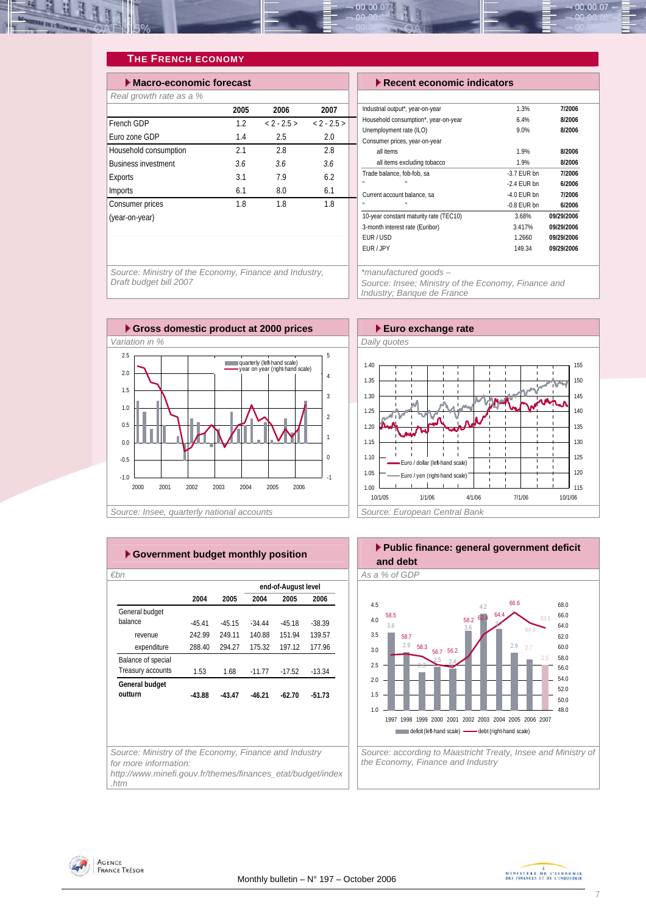## THE FRENCH ECONOMY

### Macro-economic forecast

*Real growth rate as a %*

| | 2005 | 2006 | 2007 |
|---|---|---|---|
| French GDP | 1.2 | < 2 - 2.5 > | < 2 - 2.5 > |
| Euro zone GDP | 1.4 | 2.5 | 2.0 |
| Household consumption | 2.1 | 2.8 | 2.8 |
| Business investment | *3.6* | *3.6* | *3.6* |
| Exports | 3.1 | 7.9 | 6.2 |
| Imports | 6.1 | 8.0 | 6.1 |
| Consumer prices (year-on-year) | 1.8 | 1.8 | 1.8 |

*Source: Ministry of the Economy, Finance and Industry, Draft budget bill 2007*

### Recent economic indicators

| | | |
|---|---|---|
| Industrial output*, year-on-year | 1.3% | **7/2006** |
| Household consumption*, year-on-year | 6.4% | **8/2006** |
| Unemployment rate (ILO) | 9.0% | **8/2006** |
| Consumer prices, year-on-year | | |
| all items | 1.9% | **8/2006** |
| all items excluding tobacco | 1.9% | **8/2006** |
| Trade balance, fob-fob, sa | -3.7 EUR bn | **7/2006** |
| " " | -2.4 EUR bn | **6/2006** |
| Current account balance, sa | -4.0 EUR bn | **7/2006** |
| " " | -0.8 EUR bn | **6/2006** |
| 10-year constant maturity rate (TEC10) | 3.68% | **09/29/2006** |
| 3-month interest rate (Euribor) | 3.417% | **09/29/2006** |
| EUR / USD | 1.2660 | **09/29/2006** |
| EUR / JPY | 149.34 | **09/29/2006** |

*\*manufactured goods –*
*Source: Insee; Ministry of the Economy, Finance and Industry; Banque de France*

### Gross domestic product at 2000 prices

*Variation in %*

*Source: Insee, quarterly national accounts*

### Euro exchange rate

*Daily quotes*

*Source: European Central Bank*

### Government budget monthly position

*€bn*

| | 2004 | 2005 | end-of-August level 2004 | 2005 | 2006 |
|---|---|---|---|---|---|
| General budget balance | -45.41 | -45.15 | -34.44 | -45.18 | -38.39 |
| revenue | 242.99 | 249.11 | 140.88 | 151.94 | 139.57 |
| expenditure | 288.40 | 294.27 | 175.32 | 197.12 | 177.96 |
| Balance of special Treasury accounts | 1.53 | 1.68 | -11.77 | -17.52 | -13.34 |
| **General budget outturn** | **-43.88** | **-43.47** | **-46.21** | **-62.70** | **-51.73** |

*Source: Ministry of the Economy, Finance and Industry for more information: http://www.minefi.gouv.fr/themes/finances_etat/budget/index.htm*

### Public finance: general government deficit and debt

*As a % of GDP*

| | 1997 | 1998 | 1999 | 2000 | 2001 | 2002 | 2003 | 2004 | 2005 | 2006 | 2007 |
|---|---|---|---|---|---|---|---|---|---|---|---|
| deficit (left-hand scale) | 3.6 | 2.9 | 2.3 | 2.5 | 2.4 | 3.6 | 4.2 | 3.7 | 2.9 | 2.7 | 2.5 |
| debt (right-hand scale) | 58.5 | 58.7 | 58.3 | 56.7 | 56.2 | 58.2 | 62.4 | 64.4 | 66.6 | 64.6 | 63.6 |

*Source: according to Maastricht Treaty, Insee and Ministry of the Economy, Finance and Industry*

Monthly bulletin – N° 197 – October 2006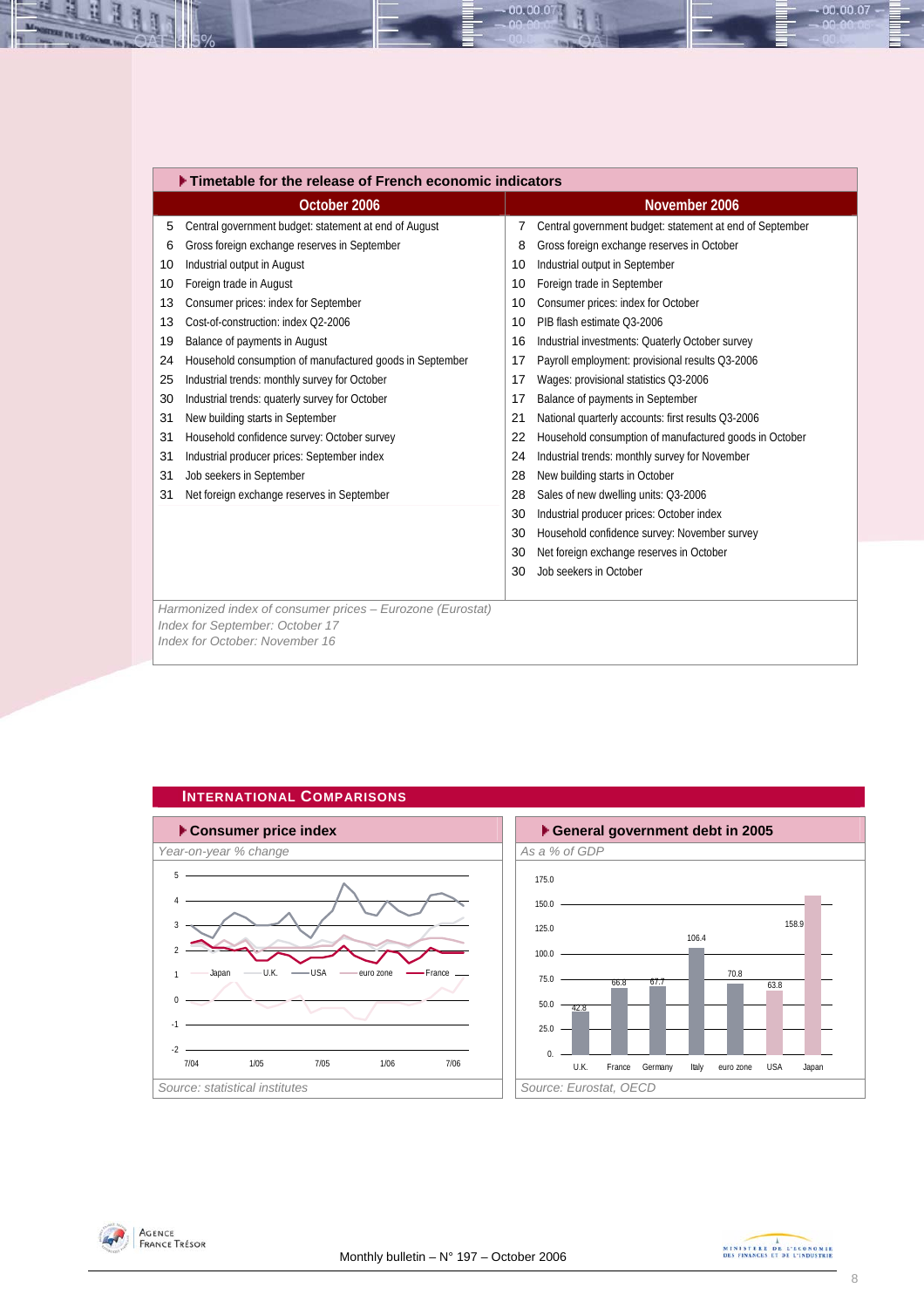### Timetable for the release of French economic indicators

| October 2006 | | November 2006 | |
|---|---|---|---|
| 5 | Central government budget: statement at end of August | 7 | Central government budget: statement at end of September |
| 6 | Gross foreign exchange reserves in September | 8 | Gross foreign exchange reserves in October |
| 10 | Industrial output in August | 10 | Industrial output in September |
| 10 | Foreign trade in August | 10 | Foreign trade in September |
| 13 | Consumer prices: index for September | 10 | Consumer prices: index for October |
| 13 | Cost-of-construction: index Q2-2006 | 10 | PIB flash estimate Q3-2006 |
| 19 | Balance of payments in August | 16 | Industrial investments: Quaterly October survey |
| 24 | Household consumption of manufactured goods in September | 17 | Payroll employment: provisional results Q3-2006 |
| 25 | Industrial trends: monthly survey for October | 17 | Wages: provisional statistics Q3-2006 |
| 30 | Industrial trends: quaterly survey for October | 17 | Balance of payments in September |
| 31 | New building starts in September | 21 | National quarterly accounts: first results Q3-2006 |
| 31 | Household confidence survey: October survey | 22 | Household consumption of manufactured goods in October |
| 31 | Industrial producer prices: September index | 24 | Industrial trends: monthly survey for November |
| 31 | Job seekers in September | 28 | New building starts in October |
| 31 | Net foreign exchange reserves in September | 28 | Sales of new dwelling units: Q3-2006 |
| | | 30 | Industrial producer prices: October index |
| | | 30 | Household confidence survey: November survey |
| | | 30 | Net foreign exchange reserves in October |
| | | 30 | Job seekers in October |

*Harmonized index of consumer prices – Eurozone (Eurostat)*
*Index for September: October 17*
*Index for October: November 16*

## International Comparisons

### Consumer price index

*Year-on-year % change*

*Source: statistical institutes*

### General government debt in 2005

*As a % of GDP*

| U.K. | France | Germany | Italy | euro zone | USA | Japan |
|---|---|---|---|---|---|---|
| 42.8 | 66.8 | 67.7 | 106.4 | 70.8 | 63.8 | 158.9 |

*Source: Eurostat, OECD*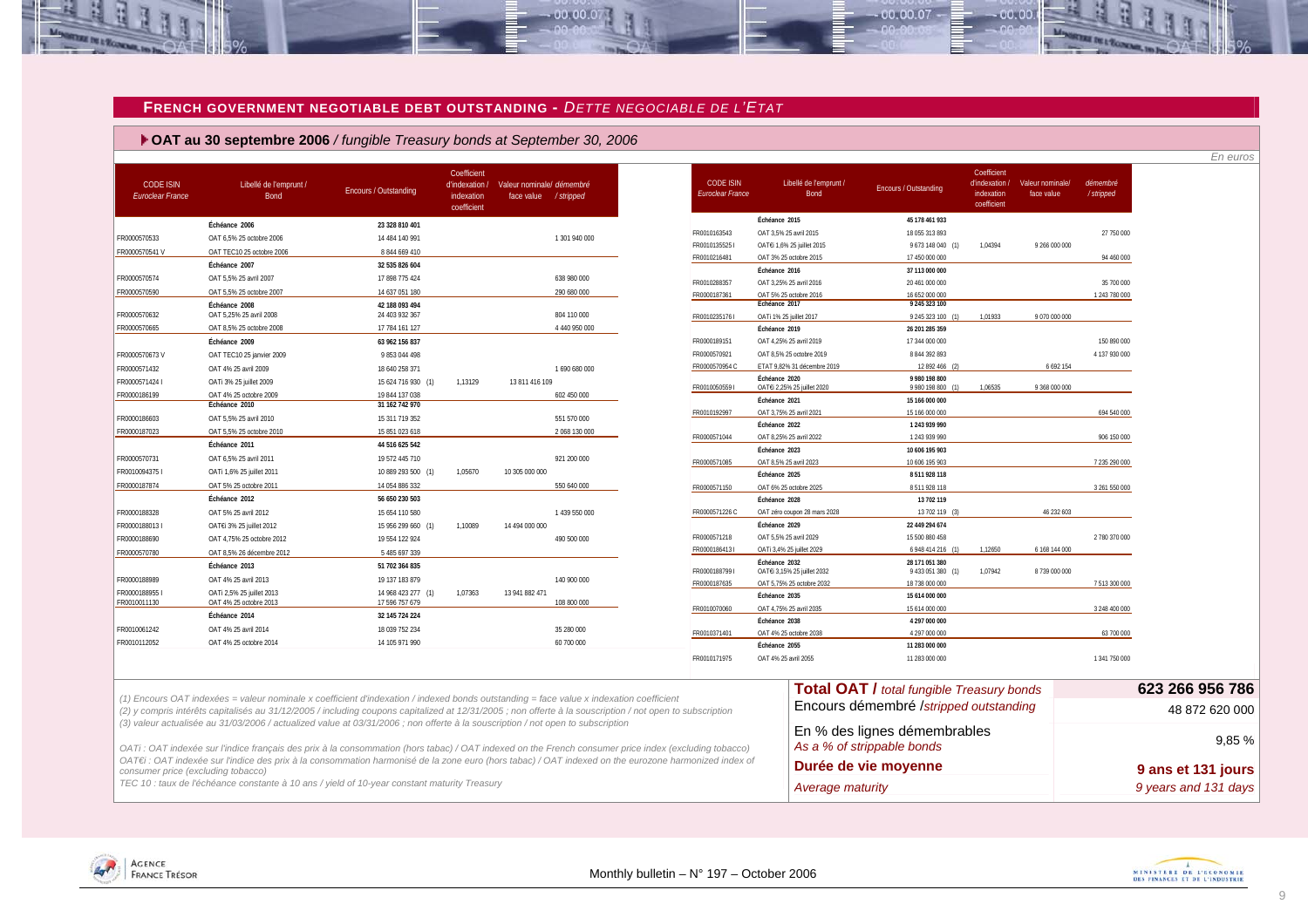## FRENCH GOVERNMENT NEGOTIABLE DEBT OUTSTANDING - *DETTE NEGOCIABLE DE L'ETAT*

### OAT au 30 septembre 2006 / *fungible Treasury bonds at September 30, 2006*

*En euros*

| CODE ISIN *Euroclear France* | Libellé de l'emprunt / Bond | Encours / Outstanding | Coefficient d'indexation / indexation coefficient | Valeur nominale/ face value | démembré / stripped |
|---|---|---|---|---|---|
| | **Échéance 2006** | **23 328 810 401** | | | |
| FR0000570533 | OAT 6,5% 25 octobre 2006 | 14 484 140 991 | | | 1 301 940 000 |
| FR0000570541 V | OAT TEC10 25 octobre 2006 | 8 844 669 410 | | | |
| | **Échéance 2007** | **32 535 826 604** | | | |
| FR0000570574 | OAT 5,5% 25 avril 2007 | 17 898 775 424 | | | 638 980 000 |
| FR0000570590 | OAT 5,5% 25 octobre 2007 | 14 637 051 180 | | | 290 680 000 |
| | **Échéance 2008** | **42 188 093 494** | | | |
| FR0000570632 | OAT 5,25% 25 avril 2008 | 24 403 932 367 | | | 804 110 000 |
| FR0000570665 | OAT 8,5% 25 octobre 2008 | 17 784 161 127 | | | 4 440 950 000 |
| | **Échéance 2009** | **63 962 156 837** | | | |
| FR0000570673 V | OAT TEC10 25 janvier 2009 | 9 853 044 498 | | | |
| FR0000571432 | OAT 4% 25 avril 2009 | 18 640 258 371 | | | 1 690 680 000 |
| FR0000571424 I | OATi 3% 25 juillet 2009 | 15 624 716 930 (1) | 1,13129 | 13 811 416 109 | |
| FR0000186199 | OAT 4% 25 octobre 2009 | 19 844 137 038 | | | 602 450 000 |
| | **Échéance 2010** | **31 162 742 970** | | | |
| FR0000186603 | OAT 5,5% 25 avril 2010 | 15 311 719 352 | | | 551 570 000 |
| FR0000187023 | OAT 5,5% 25 octobre 2010 | 15 851 023 618 | | | 2 068 130 000 |
| | **Échéance 2011** | **44 516 625 542** | | | |
| FR0000570731 | OAT 6,5% 25 avril 2011 | 19 572 445 710 | | | 921 200 000 |
| FR0010094375 I | OATi 1,6% 25 juillet 2011 | 10 889 293 500 (1) | 1,05670 | 10 305 000 000 | |
| FR0000187874 | OAT 5% 25 octobre 2011 | 14 054 886 332 | | | 550 640 000 |
| | **Échéance 2012** | **56 650 230 503** | | | |
| FR0000188328 | OAT 5% 25 avril 2012 | 15 654 110 580 | | | 1 439 550 000 |
| FR0000188013 I | OAT€i 3% 25 juillet 2012 | 15 956 299 660 (1) | 1,10089 | 14 494 000 000 | |
| FR0000188690 | OAT 4,75% 25 octobre 2012 | 19 554 122 924 | | | 490 500 000 |
| FR0000570780 | OAT 8,5% 26 décembre 2012 | 5 485 697 339 | | | |
| | **Échéance 2013** | **51 702 364 835** | | | |
| FR0000188989 | OAT 4% 25 avril 2013 | 19 137 183 879 | | | 140 900 000 |
| FR0000188955 I | OATi 2,5% 25 juillet 2013 | 14 968 423 277 (1) | 1,07363 | 13 941 882 471 | |
| FR0010011130 | OAT 4% 25 octobre 2013 | 17 596 757 679 | | | 108 800 000 |
| | **Échéance 2014** | **32 145 724 224** | | | |
| FR0010061242 | OAT 4% 25 avril 2014 | 18 039 752 234 | | | 35 280 000 |
| FR0010112052 | OAT 4% 25 octobre 2014 | 14 105 971 990 | | | 60 700 000 |
| | **Échéance 2015** | **45 178 461 933** | | | |
| FR0010163543 | OAT 3,5% 25 avril 2015 | 18 055 313 893 | | | 27 750 000 |
| FR0010135525 I | OAT€i 1,6% 25 juillet 2015 | 9 673 148 040 (1) | 1,04394 | 9 266 000 000 | |
| FR0010216481 | OAT 3% 25 octobre 2015 | 17 450 000 000 | | | 94 460 000 |
| | **Échéance 2016** | **37 113 000 000** | | | |
| FR0010288357 | OAT 3,25% 25 avril 2016 | 20 461 000 000 | | | 35 700 000 |
| FR0000187361 | OAT 5% 25 octobre 2016 | 16 652 000 000 | | | 1 243 780 000 |
| | **Échéance 2017** | **9 245 323 100** | | | |
| FR0010235176 I | OATi 1% 25 juillet 2017 | 9 245 323 100 (1) | 1,01933 | 9 070 000 000 | |
| | **Échéance 2019** | **26 201 285 359** | | | |
| FR0000189151 | OAT 4,25% 25 avril 2019 | 17 344 000 000 | | | 150 890 000 |
| FR0000570921 | OAT 8,5% 25 octobre 2019 | 8 844 392 893 | | | 4 137 930 000 |
| FR0000570954 C | ETAT 9,82% 31 décembre 2019 | 12 892 466 (2) | | 6 692 154 | |
| | **Échéance 2020** | **9 980 198 800** | | | |
| FR0010050559 I | OAT€i 2,25% 25 juillet 2020 | 9 980 198 800 (1) | 1,06535 | 9 368 000 000 | |
| | **Échéance 2021** | **15 166 000 000** | | | |
| FR0010192997 | OAT 3,75% 25 avril 2021 | 15 166 000 000 | | | 694 540 000 |
| | **Échéance 2022** | **1 243 939 990** | | | |
| FR0000571044 | OAT 8,25% 25 avril 2022 | 1 243 939 990 | | | 906 150 000 |
| | **Échéance 2023** | **10 606 195 903** | | | |
| FR0000571085 | OAT 8,5% 25 avril 2023 | 10 606 195 903 | | | 7 235 290 000 |
| | **Échéance 2025** | **8 511 928 118** | | | |
| FR0000571150 | OAT 6% 25 octobre 2025 | 8 511 928 118 | | | 3 261 550 000 |
| | **Échéance 2028** | **13 702 119** | | | |
| FR0000571226 C | OAT zéro coupon 28 mars 2028 | 13 702 119 (3) | | 46 232 603 | |
| | **Échéance 2029** | **22 449 294 674** | | | |
| FR0000571218 | OAT 5,5% 25 avril 2029 | 15 500 880 458 | | | 2 780 370 000 |
| FR0000186413 I | OATi 3,4% 25 juillet 2029 | 6 948 414 216 (1) | 1,12650 | 6 168 144 000 | |
| | **Échéance 2032** | **28 171 051 380** | | | |
| FR0000188799 I | OAT€i 3,15% 25 juillet 2032 | 9 433 051 380 (1) | 1,07942 | 8 739 000 000 | |
| FR0000187635 | OAT 5,75% 25 octobre 2032 | 18 738 000 000 | | | 7 513 300 000 |
| | **Échéance 2035** | **15 614 000 000** | | | |
| FR0010070060 | OAT 4,75% 25 avril 2035 | 15 614 000 000 | | | 3 248 400 000 |
| | **Échéance 2038** | **4 297 000 000** | | | |
| FR0010371401 | OAT 4% 25 octobre 2038 | 4 297 000 000 | | | 63 700 000 |
| | **Échéance 2055** | **11 283 000 000** | | | |
| FR0010171975 | OAT 4% 25 avril 2055 | 11 283 000 000 | | | 1 341 750 000 |

| | |
|---|---|
| **Total OAT /** *total fungible Treasury bonds* | **623 266 956 786** |
| Encours démembré /*stripped outstanding* | 48 872 620 000 |
| En % des lignes démembrables *As a % of strippable bonds* | 9,85 % |
| **Durée de vie moyenne** *Average maturity* | **9 ans et 131 jours** *9 years and 131 days* |

*(1) Encours OAT indexées = valeur nominale x coefficient d'indexation / indexed bonds outstanding = face value x indexation coefficient*
*(2) y compris intérêts capitalisés au 31/12/2005 / including coupons capitalized at 12/31/2005 ; non offerte à la souscription / not open to subscription*
*(3) valeur actualisée au 31/03/2006 / actualized value at 03/31/2006 ; non offerte à la souscription / not open to subscription*

*OATi : OAT indexée sur l'indice français des prix à la consommation (hors tabac) / OAT indexed on the French consumer price index (excluding tobacco)*
*OAT€i : OAT indexée sur l'indice des prix à la consommation harmonisé de la zone euro (hors tabac) / OAT indexed on the eurozone harmonized index of consumer price (excluding tobacco)*
*TEC 10 : taux de l'échéance constante à 10 ans / yield of 10-year constant maturity Treasury*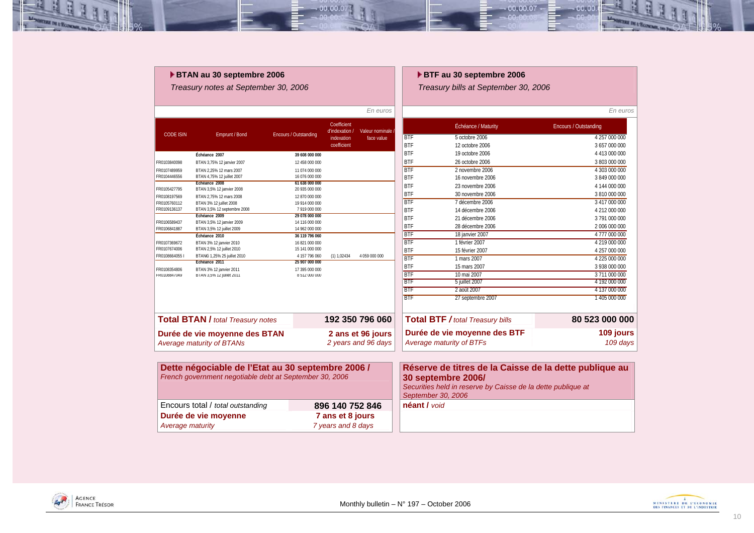## BTAN au 30 septembre 2006

*Treasury notes at September 30, 2006*

*En euros*

| CODE ISIN | Emprunt / Bond | Encours / Outstanding | Coefficient d'indexation / indexation coefficient | Valeur nominale / face value |
|---|---|---|---|---|
| | **Échéance 2007** | **39 608 000 000** | | |
| FR0103840098 | BTAN 3,75% 12 janvier 2007 | 12 458 000 000 | | |
| FR0107489959 | BTAN 2,25% 12 mars 2007 | 11 074 000 000 | | |
| FR0104446556 | BTAN 4,75% 12 juillet 2007 | 16 076 000 000 | | |
| | **Échéance 2008** | **61 638 000 000** | | |
| FR0105427795 | BTAN 3,5% 12 janvier 2008 | 20 935 000 000 | | |
| FR0108197569 | BTAN 2,75% 12 mars 2008 | 12 870 000 000 | | |
| FR0105760112 | BTAN 3% 12 juillet 2008 | 19 914 000 000 | | |
| FR0109136137 | BTAN 3,5% 12 septembre 2008 | 7 919 000 000 | | |
| | **Échéance 2009** | **29 078 000 000** | | |
| FR0106589437 | BTAN 3,5% 12 janvier 2009 | 14 116 000 000 | | |
| FR0106841887 | BTAN 3,5% 12 juillet 2009 | 14 962 000 000 | | |
| | **Échéance 2010** | **36 119 796 060** | | |
| FR0107369672 | BTAN 3% 12 janvier 2010 | 16 821 000 000 | | |
| FR0107674006 | BTAN 2,5% 12 juillet 2010 | 15 141 000 000 | | |
| FR0108664055 I | BTAN€i 1,25% 25 juillet 2010 | 4 157 796 060 | (1) 1,02434 | 4 059 000 000 |
| | **Échéance 2011** | **25 907 000 000** | | |
| FR0108354806 | BTAN 3% 12 janvier 2011 | 17 395 000 000 | | |
| FR0108847049 | BTAN 3,5% 12 juillet 2011 | 8 512 000 000 | | |

| | |
|---|---|
| **Total BTAN /** *total Treasury notes* | **192 350 796 060** |
| **Durée de vie moyenne des BTAN** | **2 ans et 96 jours** |
| *Average maturity of BTANs* | *2 years and 96 days* |

## BTF au 30 septembre 2006

*Treasury bills at September 30, 2006*

*En euros*

| | Échéance / Maturity | Encours / Outstanding |
|---|---|---|
| BTF | 5 octobre 2006 | 4 257 000 000 |
| BTF | 12 octobre 2006 | 3 657 000 000 |
| BTF | 19 octobre 2006 | 4 413 000 000 |
| BTF | 26 octobre 2006 | 3 803 000 000 |
| BTF | 2 novembre 2006 | 4 303 000 000 |
| BTF | 16 novembre 2006 | 3 849 000 000 |
| BTF | 23 novembre 2006 | 4 144 000 000 |
| BTF | 30 novembre 2006 | 3 810 000 000 |
| BTF | 7 décembre 2006 | 3 417 000 000 |
| BTF | 14 décembre 2006 | 4 212 000 000 |
| BTF | 21 décembre 2006 | 3 791 000 000 |
| BTF | 28 décembre 2006 | 2 006 000 000 |
| BTF | 18 janvier 2007 | 4 777 000 000 |
| BTF | 1 février 2007 | 4 219 000 000 |
| BTF | 15 février 2007 | 4 257 000 000 |
| BTF | 1 mars 2007 | 4 225 000 000 |
| BTF | 15 mars 2007 | 3 938 000 000 |
| BTF | 10 mai 2007 | 3 711 000 000 |
| BTF | 5 juillet 2007 | 4 192 000 000 |
| BTF | 2 août 2007 | 4 137 000 000 |
| BTF | 27 septembre 2007 | 1 405 000 000 |

| | |
|---|---|
| **Total BTF /** *total Treasury bills* | **80 523 000 000** |
| **Durée de vie moyenne des BTF** | **109 jours** |
| *Average maturity of BTFs* | *109 days* |

## Dette négociable de l'Etat au 30 septembre 2006 /

*French government negotiable debt at September 30, 2006*

| | |
|---|---|
| Encours total / *total outstanding* | **896 140 752 846** |
| **Durée de vie moyenne** | **7 ans et 8 jours** |
| *Average maturity* | *7 years and 8 days* |

## Réserve de titres de la Caisse de la dette publique au 30 septembre 2006/

*Securities held in reserve by Caisse de la dette publique at September 30, 2006*

**néant /** *void*

Monthly bulletin – N° 197 – October 2006